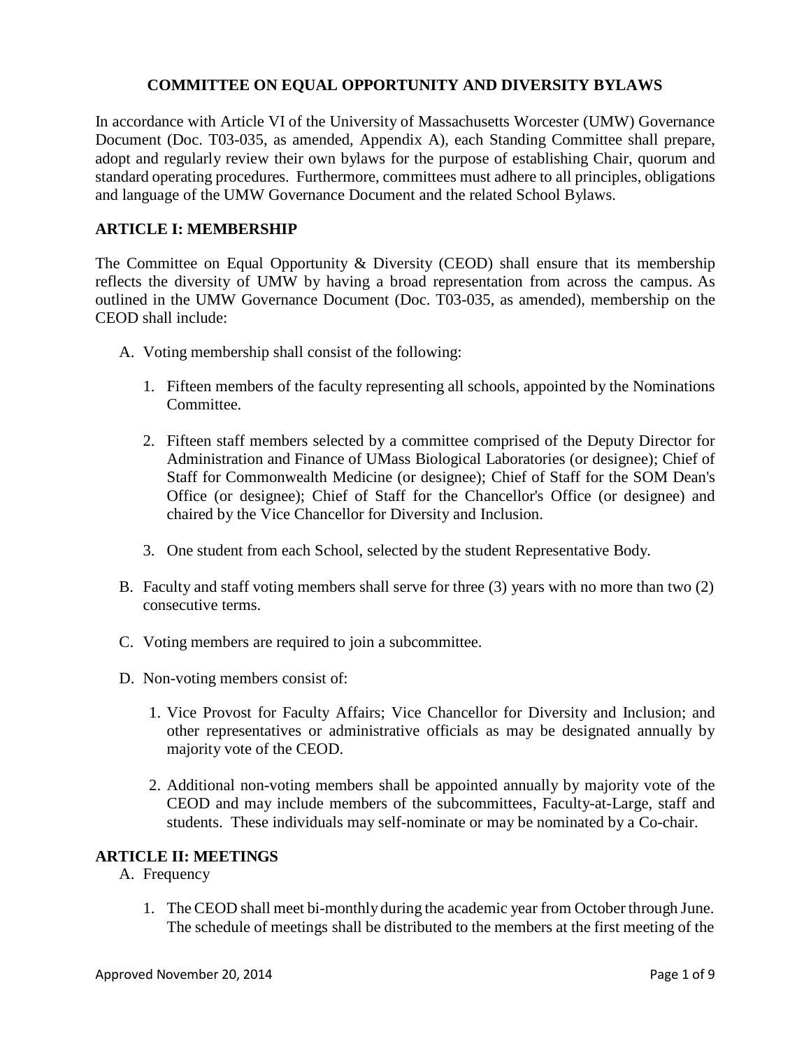# COMMITTEE ON EQUAL OPPORTUNITY AND DIVERSITY BYLAWS

In accordance with Article VI of the University of Massachusetts Worcester (UMW) Governance Document (Doc. T03-035, as amended, Appendix A), each Standing Committee shall prepare, adopt and regularly review their own bylaws for the purpose of establishing Chair, quorum and standard operating procedures. Furthermore, committees must adhere to all principles, obligations and language of the UMW Governance Document and the related School Bylaws.

## ARTICLE I: MEMBERSHIP

The Committee on Equal Opportunity & Diversity (CEOD) shall ensure that its membership reflects the diversity of UMW by having a broad representation from across the campus. As outlined in the UMW Governance Document (Doc. T03-035, as amended), membership on the CEOD shall include:

A. Voting membership shall consist of the following:

1. Fifteen members of the faculty representing all schools, appointed by the Nominations Committee.

2. Fifteen staff members selected by a committee comprised of the Deputy Director for Administration and Finance of UMass Biological Laboratories (or designee); Chief of Staff for Commonwealth Medicine (or designee); Chief of Staff for the SOM Dean's Office (or designee); Chief of Staff for the Chancellor's Office (or designee) and chaired by the Vice Chancellor for Diversity and Inclusion.

3. One student from each School, selected by the student Representative Body.

B. Faculty and staff voting members shall serve for three (3) years with no more than two (2) consecutive terms.

C. Voting members are required to join a subcommittee.

D. Non-voting members consist of:

1. Vice Provost for Faculty Affairs; Vice Chancellor for Diversity and Inclusion; and other representatives or administrative officials as may be designated annually by majority vote of the CEOD.

2. Additional non-voting members shall be appointed annually by majority vote of the CEOD and may include members of the subcommittees, Faculty-at-Large, staff and students. These individuals may self-nominate or may be nominated by a Co-chair.

## ARTICLE II: MEETINGS

A. Frequency

1. The CEOD shall meet bi-monthly during the academic year from October through June. The schedule of meetings shall be distributed to the members at the first meeting of the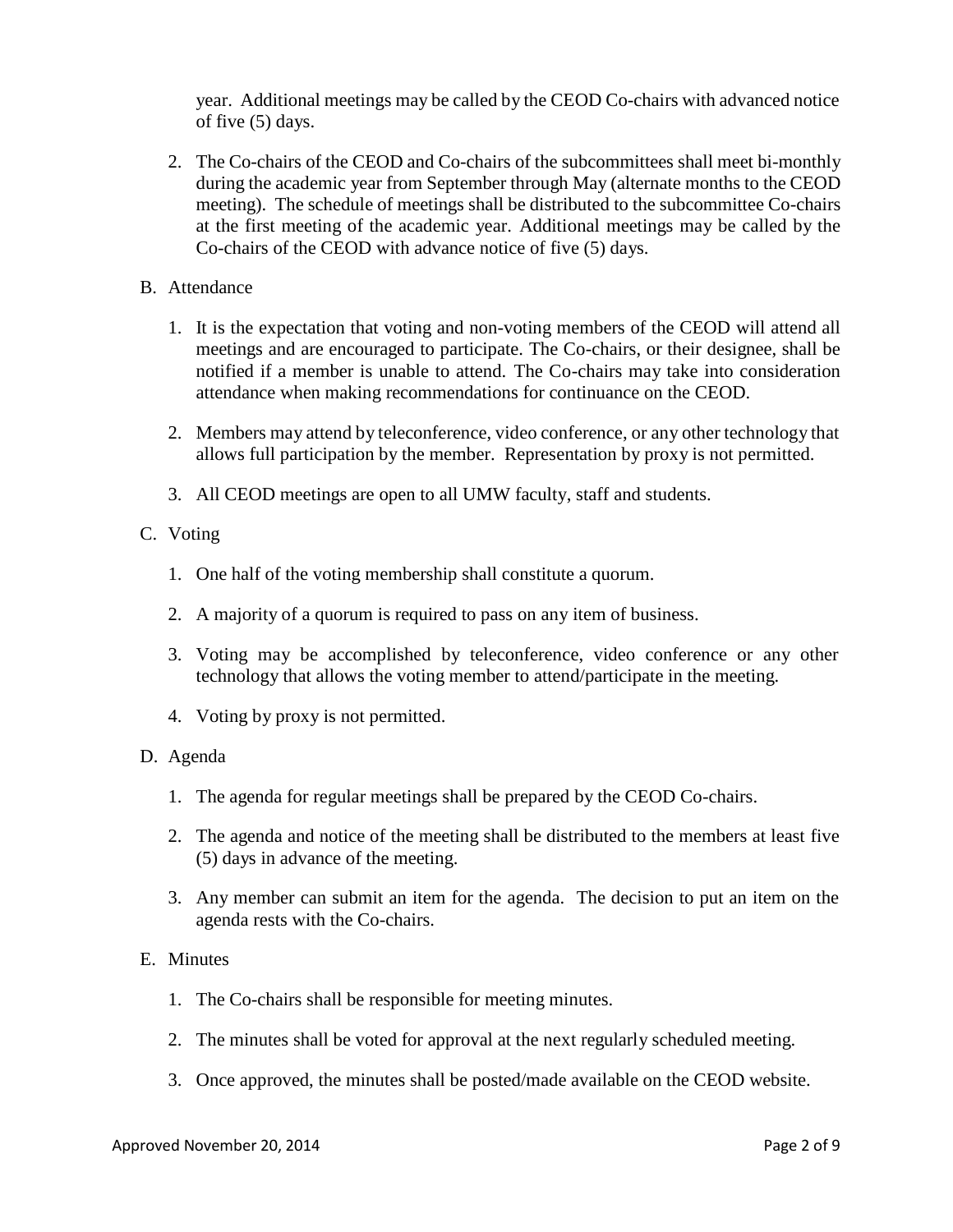year. Additional meetings may be called by the CEOD Co-chairs with advanced notice of five (5) days.

2. The Co-chairs of the CEOD and Co-chairs of the subcommittees shall meet bi-monthly during the academic year from September through May (alternate months to the CEOD meeting). The schedule of meetings shall be distributed to the subcommittee Co-chairs at the first meeting of the academic year. Additional meetings may be called by the Co-chairs of the CEOD with advance notice of five (5) days.

B. Attendance

1. It is the expectation that voting and non-voting members of the CEOD will attend all meetings and are encouraged to participate. The Co-chairs, or their designee, shall be notified if a member is unable to attend. The Co-chairs may take into consideration attendance when making recommendations for continuance on the CEOD.

2. Members may attend by teleconference, video conference, or any other technology that allows full participation by the member. Representation by proxy is not permitted.

3. All CEOD meetings are open to all UMW faculty, staff and students.

C. Voting

1. One half of the voting membership shall constitute a quorum.

2. A majority of a quorum is required to pass on any item of business.

3. Voting may be accomplished by teleconference, video conference or any other technology that allows the voting member to attend/participate in the meeting.

4. Voting by proxy is not permitted.

D. Agenda

1. The agenda for regular meetings shall be prepared by the CEOD Co-chairs.

2. The agenda and notice of the meeting shall be distributed to the members at least five (5) days in advance of the meeting.

3. Any member can submit an item for the agenda. The decision to put an item on the agenda rests with the Co-chairs.

E. Minutes

1. The Co-chairs shall be responsible for meeting minutes.

2. The minutes shall be voted for approval at the next regularly scheduled meeting.

3. Once approved, the minutes shall be posted/made available on the CEOD website.

Approved November 20, 2014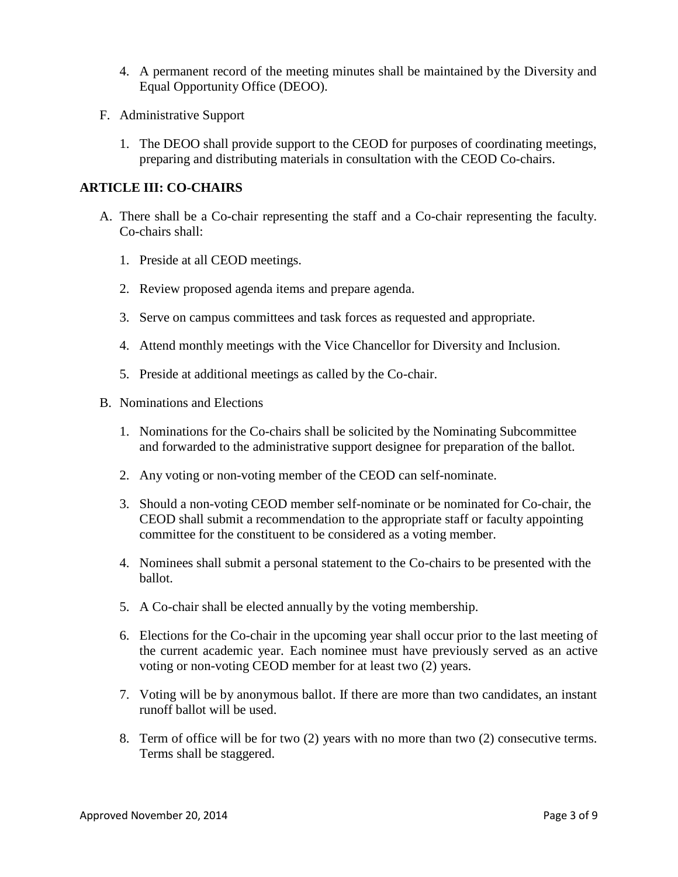4. A permanent record of the meeting minutes shall be maintained by the Diversity and Equal Opportunity Office (DEOO).

F. Administrative Support

   1. The DEOO shall provide support to the CEOD for purposes of coordinating meetings, preparing and distributing materials in consultation with the CEOD Co-chairs.

## ARTICLE III: CO-CHAIRS

A. There shall be a Co-chair representing the staff and a Co-chair representing the faculty. Co-chairs shall:

   1. Preside at all CEOD meetings.

   2. Review proposed agenda items and prepare agenda.

   3. Serve on campus committees and task forces as requested and appropriate.

   4. Attend monthly meetings with the Vice Chancellor for Diversity and Inclusion.

   5. Preside at additional meetings as called by the Co-chair.

B. Nominations and Elections

   1. Nominations for the Co-chairs shall be solicited by the Nominating Subcommittee and forwarded to the administrative support designee for preparation of the ballot.

   2. Any voting or non-voting member of the CEOD can self-nominate.

   3. Should a non-voting CEOD member self-nominate or be nominated for Co-chair, the CEOD shall submit a recommendation to the appropriate staff or faculty appointing committee for the constituent to be considered as a voting member.

   4. Nominees shall submit a personal statement to the Co-chairs to be presented with the ballot.

   5. A Co-chair shall be elected annually by the voting membership.

   6. Elections for the Co-chair in the upcoming year shall occur prior to the last meeting of the current academic year. Each nominee must have previously served as an active voting or non-voting CEOD member for at least two (2) years.

   7. Voting will be by anonymous ballot. If there are more than two candidates, an instant runoff ballot will be used.

   8. Term of office will be for two (2) years with no more than two (2) consecutive terms. Terms shall be staggered.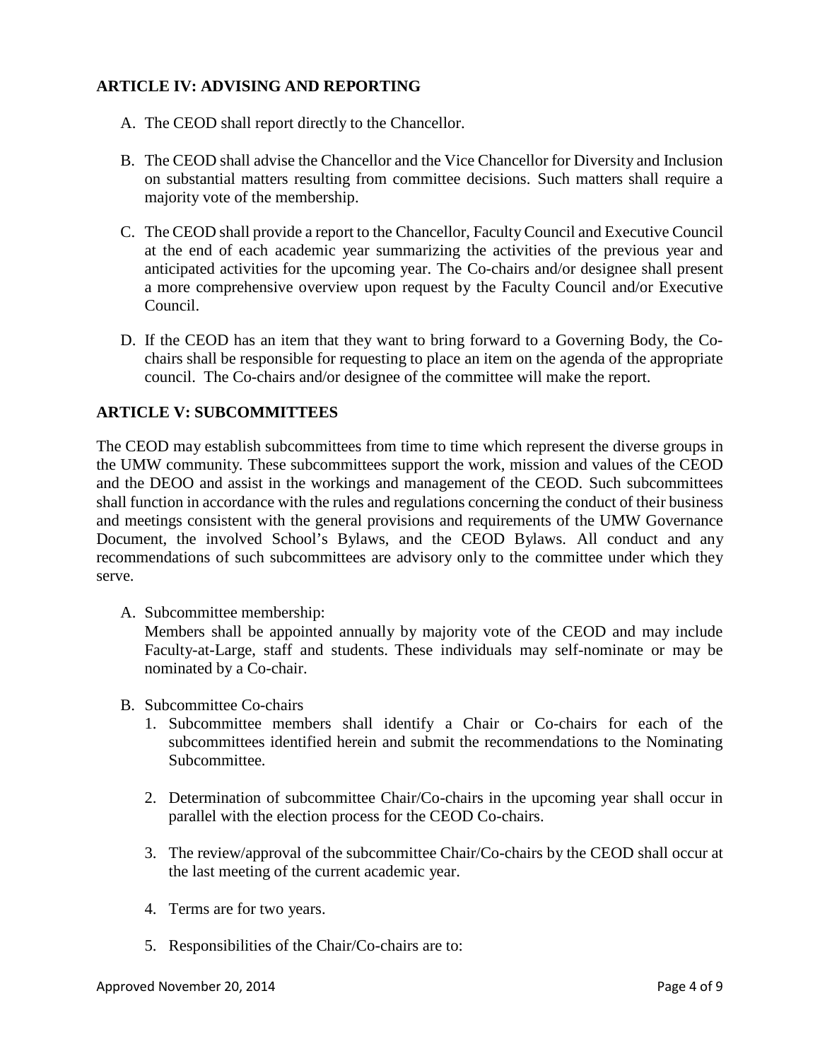## ARTICLE IV: ADVISING AND REPORTING

A. The CEOD shall report directly to the Chancellor.

B. The CEOD shall advise the Chancellor and the Vice Chancellor for Diversity and Inclusion on substantial matters resulting from committee decisions. Such matters shall require a majority vote of the membership.

C. The CEOD shall provide a report to the Chancellor, Faculty Council and Executive Council at the end of each academic year summarizing the activities of the previous year and anticipated activities for the upcoming year. The Co-chairs and/or designee shall present a more comprehensive overview upon request by the Faculty Council and/or Executive Council.

D. If the CEOD has an item that they want to bring forward to a Governing Body, the Co-chairs shall be responsible for requesting to place an item on the agenda of the appropriate council. The Co-chairs and/or designee of the committee will make the report.

## ARTICLE V: SUBCOMMITTEES

The CEOD may establish subcommittees from time to time which represent the diverse groups in the UMW community. These subcommittees support the work, mission and values of the CEOD and the DEOO and assist in the workings and management of the CEOD. Such subcommittees shall function in accordance with the rules and regulations concerning the conduct of their business and meetings consistent with the general provisions and requirements of the UMW Governance Document, the involved School's Bylaws, and the CEOD Bylaws. All conduct and any recommendations of such subcommittees are advisory only to the committee under which they serve.

A. Subcommittee membership:
   Members shall be appointed annually by majority vote of the CEOD and may include Faculty-at-Large, staff and students. These individuals may self-nominate or may be nominated by a Co-chair.

B. Subcommittee Co-chairs
   1. Subcommittee members shall identify a Chair or Co-chairs for each of the subcommittees identified herein and submit the recommendations to the Nominating Subcommittee.
   2. Determination of subcommittee Chair/Co-chairs in the upcoming year shall occur in parallel with the election process for the CEOD Co-chairs.
   3. The review/approval of the subcommittee Chair/Co-chairs by the CEOD shall occur at the last meeting of the current academic year.
   4. Terms are for two years.
   5. Responsibilities of the Chair/Co-chairs are to: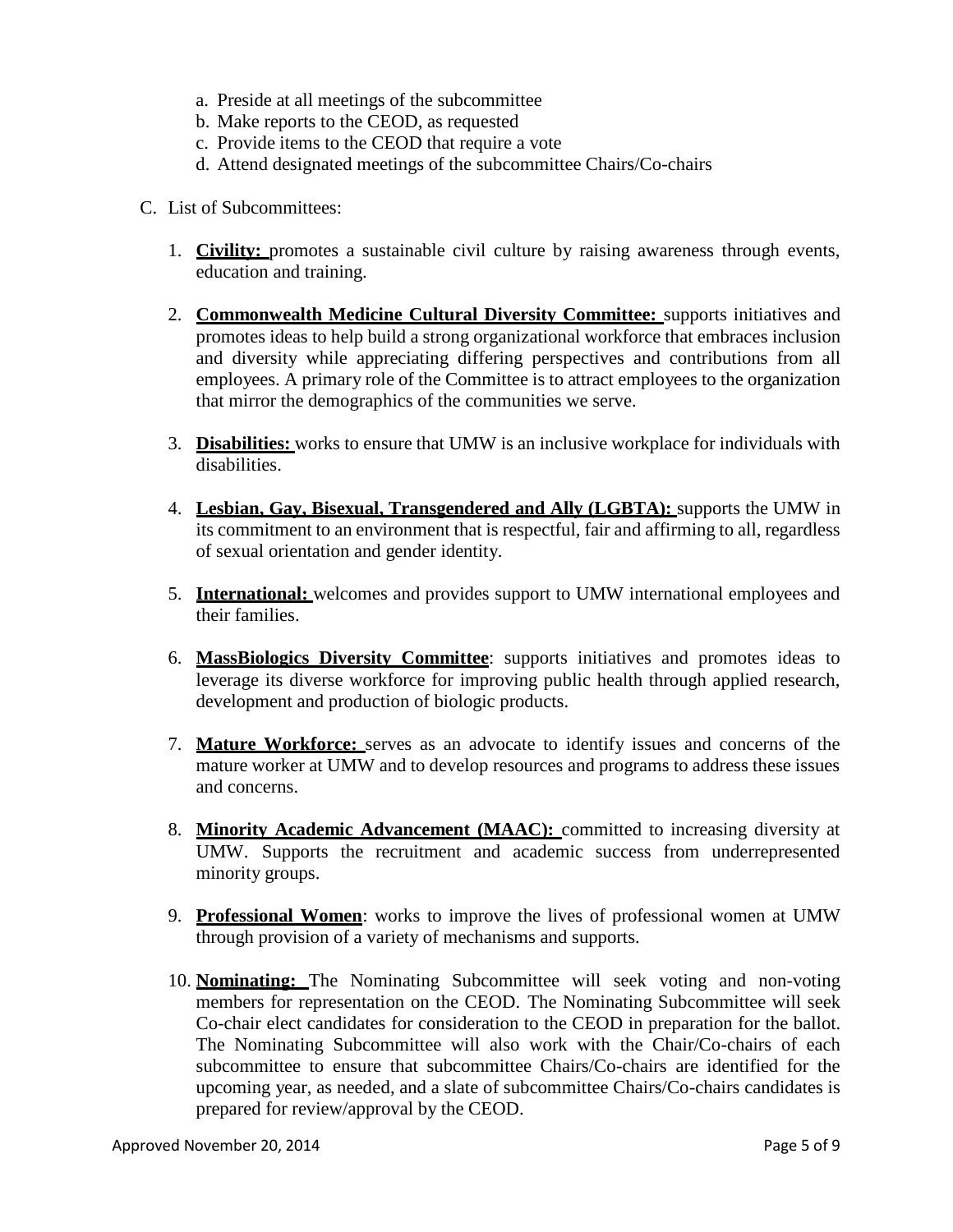a. Preside at all meetings of the subcommittee
b. Make reports to the CEOD, as requested
c. Provide items to the CEOD that require a vote
d. Attend designated meetings of the subcommittee Chairs/Co-chairs

C. List of Subcommittees:

1. **Civility:** promotes a sustainable civil culture by raising awareness through events, education and training.

2. **Commonwealth Medicine Cultural Diversity Committee:** supports initiatives and promotes ideas to help build a strong organizational workforce that embraces inclusion and diversity while appreciating differing perspectives and contributions from all employees. A primary role of the Committee is to attract employees to the organization that mirror the demographics of the communities we serve.

3. **Disabilities:** works to ensure that UMW is an inclusive workplace for individuals with disabilities.

4. **Lesbian, Gay, Bisexual, Transgendered and Ally (LGBTA):** supports the UMW in its commitment to an environment that is respectful, fair and affirming to all, regardless of sexual orientation and gender identity.

5. **International:** welcomes and provides support to UMW international employees and their families.

6. **MassBiologics Diversity Committee**: supports initiatives and promotes ideas to leverage its diverse workforce for improving public health through applied research, development and production of biologic products.

7. **Mature Workforce:** serves as an advocate to identify issues and concerns of the mature worker at UMW and to develop resources and programs to address these issues and concerns.

8. **Minority Academic Advancement (MAAC):** committed to increasing diversity at UMW. Supports the recruitment and academic success from underrepresented minority groups.

9. **Professional Women**: works to improve the lives of professional women at UMW through provision of a variety of mechanisms and supports.

10. **Nominating:** The Nominating Subcommittee will seek voting and non-voting members for representation on the CEOD. The Nominating Subcommittee will seek Co-chair elect candidates for consideration to the CEOD in preparation for the ballot. The Nominating Subcommittee will also work with the Chair/Co-chairs of each subcommittee to ensure that subcommittee Chairs/Co-chairs are identified for the upcoming year, as needed, and a slate of subcommittee Chairs/Co-chairs candidates is prepared for review/approval by the CEOD.

Approved November 20, 2014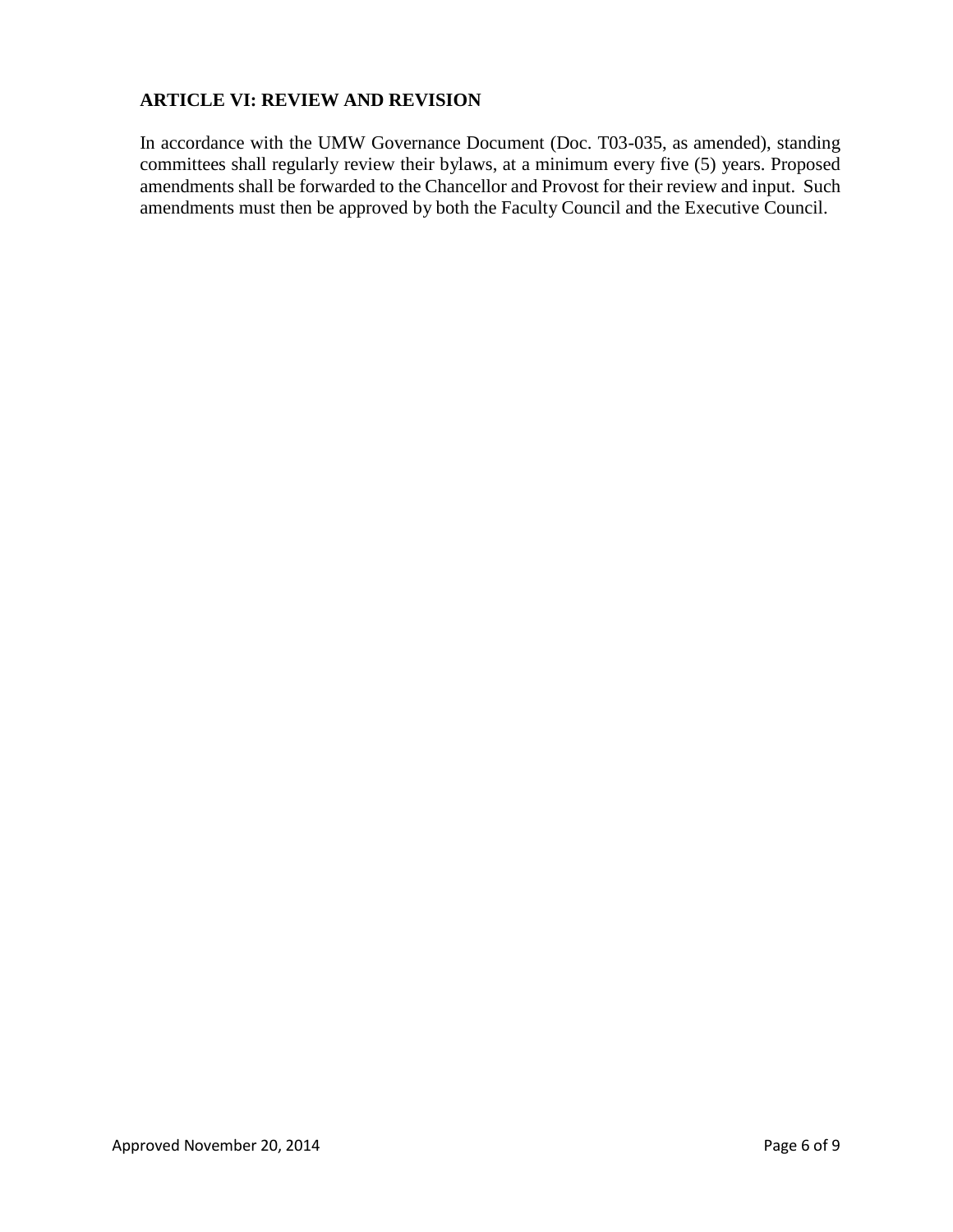## ARTICLE VI: REVIEW AND REVISION

In accordance with the UMW Governance Document (Doc. T03-035, as amended), standing committees shall regularly review their bylaws, at a minimum every five (5) years. Proposed amendments shall be forwarded to the Chancellor and Provost for their review and input. Such amendments must then be approved by both the Faculty Council and the Executive Council.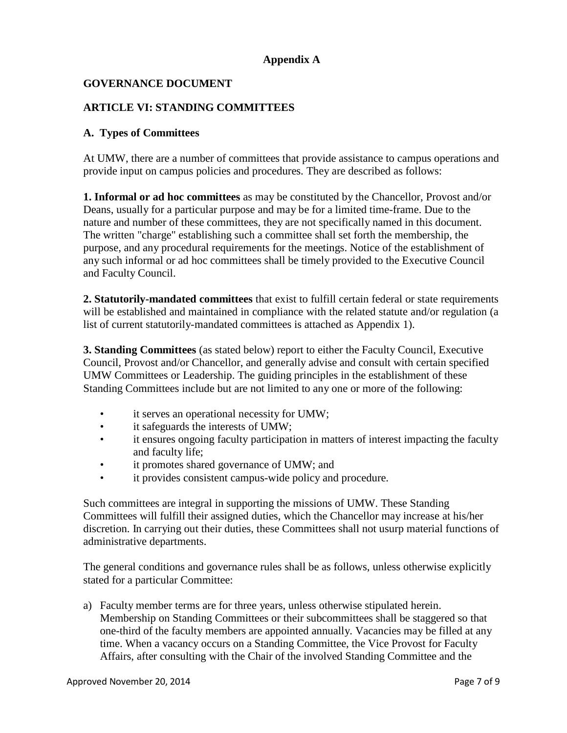**Appendix A**

**GOVERNANCE DOCUMENT**

**ARTICLE VI: STANDING COMMITTEES**

**A. Types of Committees**

At UMW, there are a number of committees that provide assistance to campus operations and provide input on campus policies and procedures. They are described as follows:

**1. Informal or ad hoc committees** as may be constituted by the Chancellor, Provost and/or Deans, usually for a particular purpose and may be for a limited time-frame. Due to the nature and number of these committees, they are not specifically named in this document. The written "charge" establishing such a committee shall set forth the membership, the purpose, and any procedural requirements for the meetings. Notice of the establishment of any such informal or ad hoc committees shall be timely provided to the Executive Council and Faculty Council.

**2. Statutorily-mandated committees** that exist to fulfill certain federal or state requirements will be established and maintained in compliance with the related statute and/or regulation (a list of current statutorily-mandated committees is attached as Appendix 1).

**3. Standing Committees** (as stated below) report to either the Faculty Council, Executive Council, Provost and/or Chancellor, and generally advise and consult with certain specified UMW Committees or Leadership. The guiding principles in the establishment of these Standing Committees include but are not limited to any one or more of the following:

- it serves an operational necessity for UMW;
- it safeguards the interests of UMW;
- it ensures ongoing faculty participation in matters of interest impacting the faculty and faculty life;
- it promotes shared governance of UMW; and
- it provides consistent campus-wide policy and procedure.

Such committees are integral in supporting the missions of UMW. These Standing Committees will fulfill their assigned duties, which the Chancellor may increase at his/her discretion. In carrying out their duties, these Committees shall not usurp material functions of administrative departments.

The general conditions and governance rules shall be as follows, unless otherwise explicitly stated for a particular Committee:

a) Faculty member terms are for three years, unless otherwise stipulated herein. Membership on Standing Committees or their subcommittees shall be staggered so that one-third of the faculty members are appointed annually. Vacancies may be filled at any time. When a vacancy occurs on a Standing Committee, the Vice Provost for Faculty Affairs, after consulting with the Chair of the involved Standing Committee and the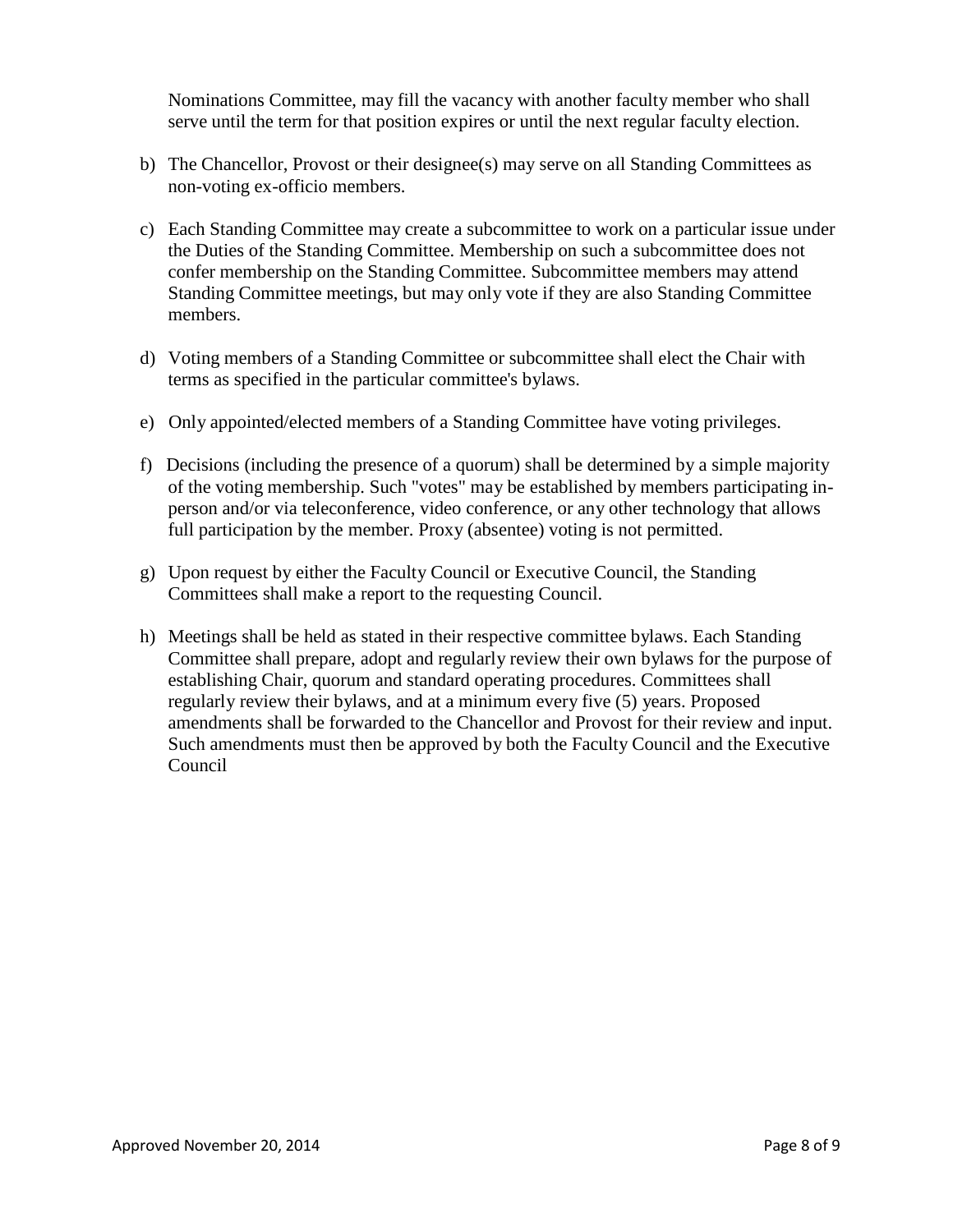Nominations Committee, may fill the vacancy with another faculty member who shall serve until the term for that position expires or until the next regular faculty election.

b) The Chancellor, Provost or their designee(s) may serve on all Standing Committees as non-voting ex-officio members.

c) Each Standing Committee may create a subcommittee to work on a particular issue under the Duties of the Standing Committee. Membership on such a subcommittee does not confer membership on the Standing Committee. Subcommittee members may attend Standing Committee meetings, but may only vote if they are also Standing Committee members.

d) Voting members of a Standing Committee or subcommittee shall elect the Chair with terms as specified in the particular committee's bylaws.

e) Only appointed/elected members of a Standing Committee have voting privileges.

f) Decisions (including the presence of a quorum) shall be determined by a simple majority of the voting membership. Such "votes" may be established by members participating in-person and/or via teleconference, video conference, or any other technology that allows full participation by the member. Proxy (absentee) voting is not permitted.

g) Upon request by either the Faculty Council or Executive Council, the Standing Committees shall make a report to the requesting Council.

h) Meetings shall be held as stated in their respective committee bylaws. Each Standing Committee shall prepare, adopt and regularly review their own bylaws for the purpose of establishing Chair, quorum and standard operating procedures. Committees shall regularly review their bylaws, and at a minimum every five (5) years. Proposed amendments shall be forwarded to the Chancellor and Provost for their review and input. Such amendments must then be approved by both the Faculty Council and the Executive Council

Approved November 20, 2014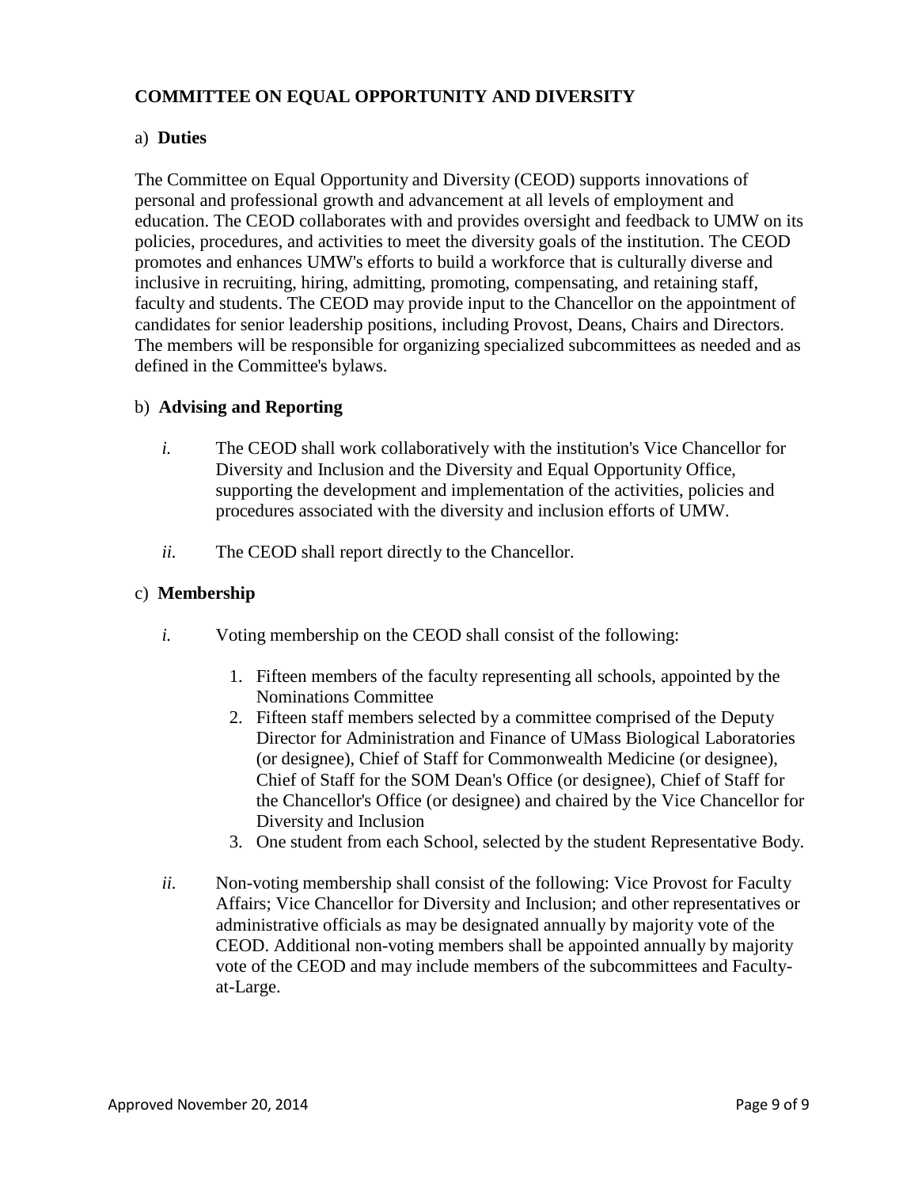## COMMITTEE ON EQUAL OPPORTUNITY AND DIVERSITY

a) **Duties**

The Committee on Equal Opportunity and Diversity (CEOD) supports innovations of personal and professional growth and advancement at all levels of employment and education. The CEOD collaborates with and provides oversight and feedback to UMW on its policies, procedures, and activities to meet the diversity goals of the institution. The CEOD promotes and enhances UMW's efforts to build a workforce that is culturally diverse and inclusive in recruiting, hiring, admitting, promoting, compensating, and retaining staff, faculty and students. The CEOD may provide input to the Chancellor on the appointment of candidates for senior leadership positions, including Provost, Deans, Chairs and Directors. The members will be responsible for organizing specialized subcommittees as needed and as defined in the Committee's bylaws.

b) **Advising and Reporting**

*i.* The CEOD shall work collaboratively with the institution's Vice Chancellor for Diversity and Inclusion and the Diversity and Equal Opportunity Office, supporting the development and implementation of the activities, policies and procedures associated with the diversity and inclusion efforts of UMW.

*ii.* The CEOD shall report directly to the Chancellor.

c) **Membership**

*i.* Voting membership on the CEOD shall consist of the following:

1. Fifteen members of the faculty representing all schools, appointed by the Nominations Committee
2. Fifteen staff members selected by a committee comprised of the Deputy Director for Administration and Finance of UMass Biological Laboratories (or designee), Chief of Staff for Commonwealth Medicine (or designee), Chief of Staff for the SOM Dean's Office (or designee), Chief of Staff for the Chancellor's Office (or designee) and chaired by the Vice Chancellor for Diversity and Inclusion
3. One student from each School, selected by the student Representative Body.

*ii.* Non-voting membership shall consist of the following: Vice Provost for Faculty Affairs; Vice Chancellor for Diversity and Inclusion; and other representatives or administrative officials as may be designated annually by majority vote of the CEOD. Additional non-voting members shall be appointed annually by majority vote of the CEOD and may include members of the subcommittees and Faculty-at-Large.